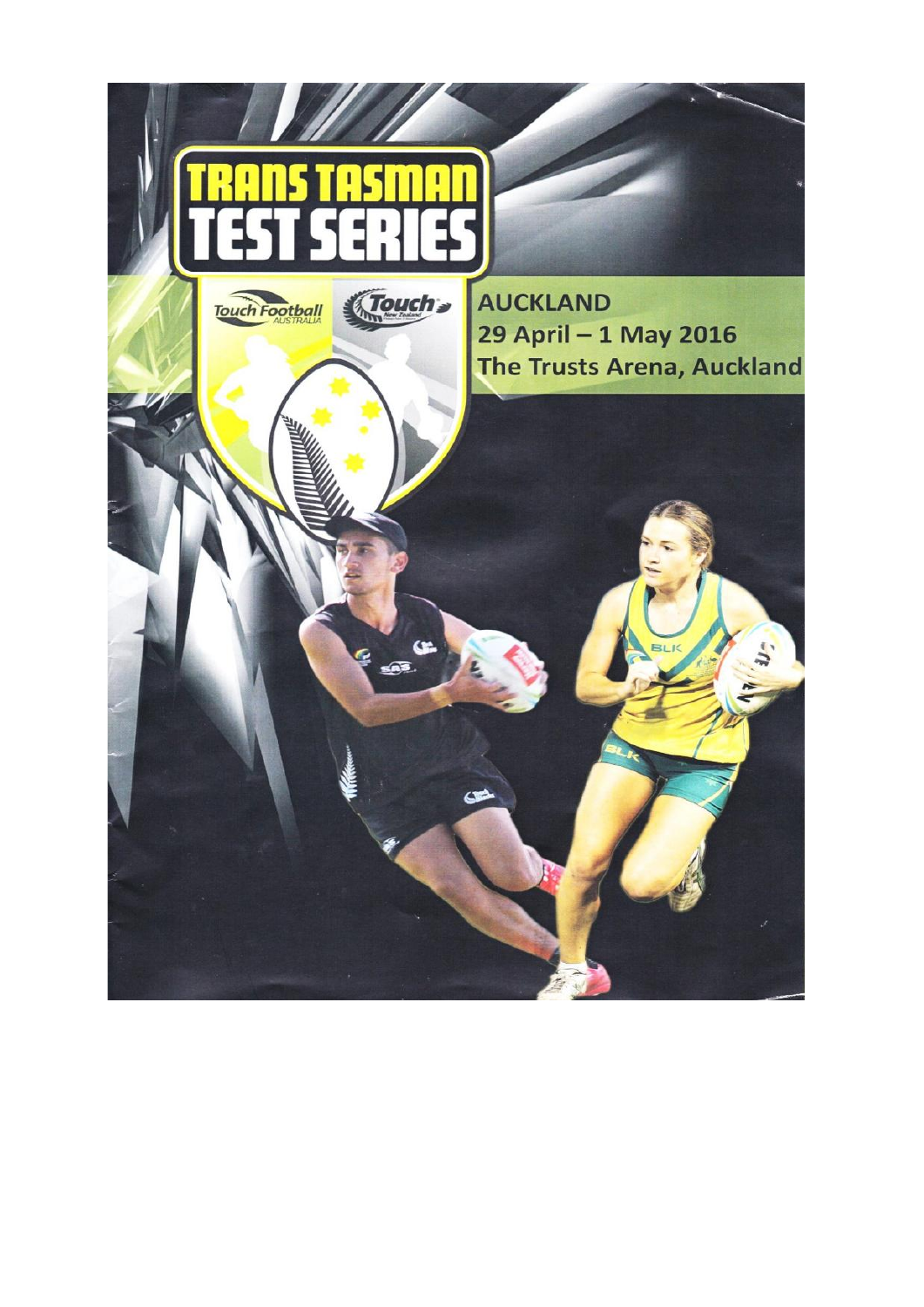# TRANS TASMAN TEST SERIES

Touch Football Australia

Touch New Zealand

**AUCKLAND**
**29 April – 1 May 2016**
**The Trusts Arena, Auckland**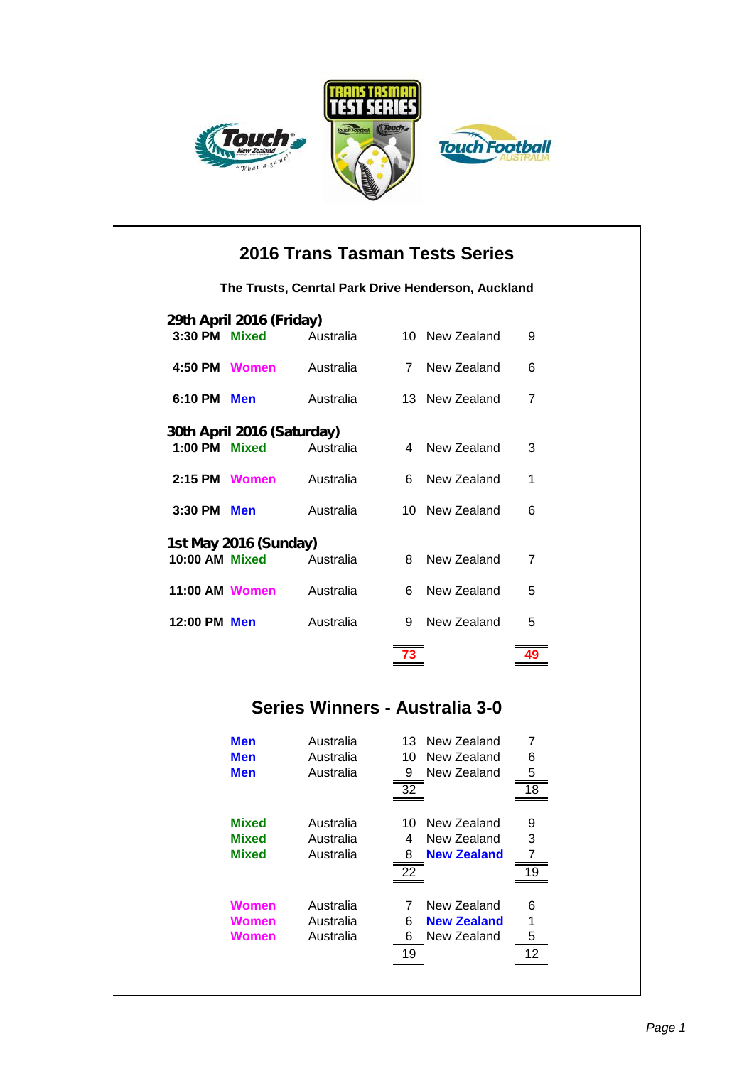# 2016 Trans Tasman Tests Series

**The Trusts, Cenrtal Park Drive Henderson, Auckland**

### 29th April 2016 (Friday)

| Time | Division | Team | Score | Team | Score |
|---|---|---|---|---|---|
| **3:30 PM** | **Mixed** | Australia | 10 | New Zealand | 9 |
| **4:50 PM** | **Women** | Australia | 7 | New Zealand | 6 |
| **6:10 PM** | **Men** | Australia | 13 | New Zealand | 7 |

### 30th April 2016 (Saturday)

| Time | Division | Team | Score | Team | Score |
|---|---|---|---|---|---|
| **1:00 PM** | **Mixed** | Australia | 4 | New Zealand | 3 |
| **2:15 PM** | **Women** | Australia | 6 | New Zealand | 1 |
| **3:30 PM** | **Men** | Australia | 10 | New Zealand | 6 |

### 1st May 2016 (Sunday)

| Time | Division | Team | Score | Team | Score |
|---|---|---|---|---|---|
| **10:00 AM** | **Mixed** | Australia | 8 | New Zealand | 7 |
| **11:00 AM** | **Women** | Australia | 6 | New Zealand | 5 |
| **12:00 PM** | **Men** | Australia | 9 | New Zealand | 5 |
| | | | **73** | | **49** |

## Series Winners - Australia 3-0

| Division | Team | Score | Team | Score |
|---|---|---|---|---|
| **Men** | Australia | 13 | New Zealand | 7 |
| **Men** | Australia | 10 | New Zealand | 6 |
| **Men** | Australia | 9 | New Zealand | 5 |
| | | 32 | | 18 |

| Division | Team | Score | Team | Score |
|---|---|---|---|---|
| **Mixed** | Australia | 10 | New Zealand | 9 |
| **Mixed** | Australia | 4 | New Zealand | 3 |
| **Mixed** | Australia | 8 | **New Zealand** | 7 |
| | | 22 | | 19 |

| Division | Team | Score | Team | Score |
|---|---|---|---|---|
| **Women** | Australia | 7 | New Zealand | 6 |
| **Women** | Australia | 6 | **New Zealand** | 1 |
| **Women** | Australia | 6 | New Zealand | 5 |
| | | 19 | | 12 |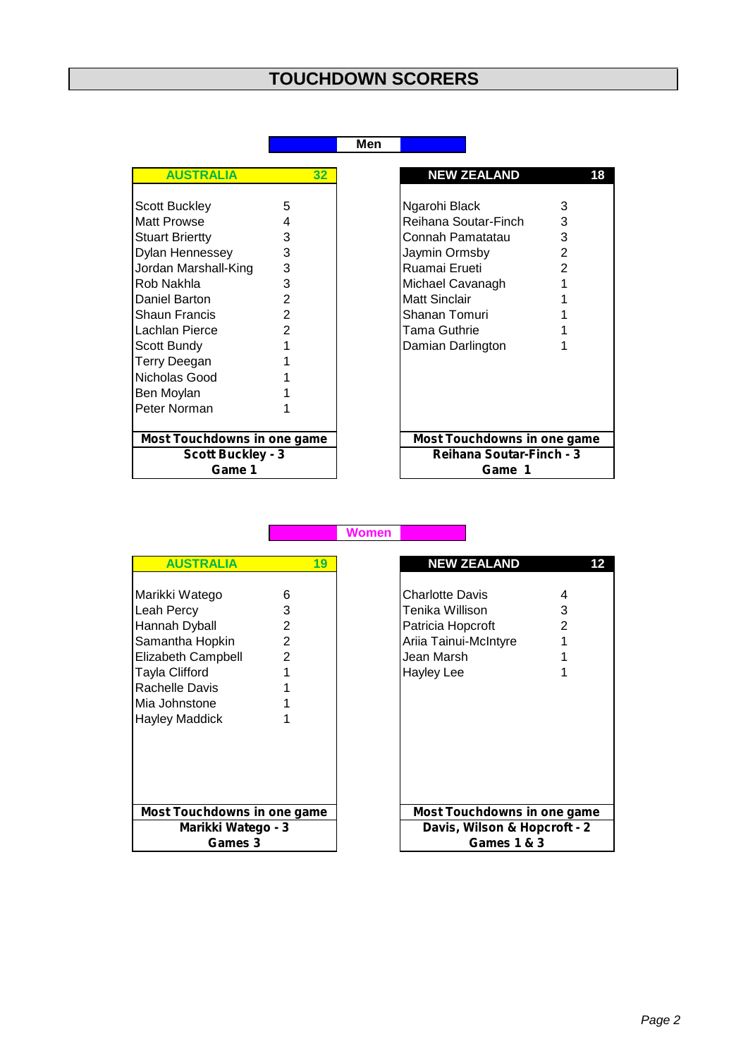# TOUCHDOWN SCORERS

## Men

| AUSTRALIA | 32 |
|---|---|
| Scott Buckley | 5 |
| Matt Prowse | 4 |
| Stuart Briertty | 3 |
| Dylan Hennessey | 3 |
| Jordan Marshall-King | 3 |
| Rob Nakhla | 3 |
| Daniel Barton | 2 |
| Shaun Francis | 2 |
| Lachlan Pierce | 2 |
| Scott Bundy | 1 |
| Terry Deegan | 1 |
| Nicholas Good | 1 |
| Ben Moylan | 1 |
| Peter Norman | 1 |

**Most Touchdowns in one game**
**Scott Buckley - 3**
**Game 1**

| NEW ZEALAND | 18 |
|---|---|
| Ngarohi Black | 3 |
| Reihana Soutar-Finch | 3 |
| Connah Pamatatau | 3 |
| Jaymin Ormsby | 2 |
| Ruamai Erueti | 2 |
| Michael Cavanagh | 1 |
| Matt Sinclair | 1 |
| Shanan Tomuri | 1 |
| Tama Guthrie | 1 |
| Damian Darlington | 1 |

**Most Touchdowns in one game**
**Reihana Soutar-Finch - 3**
**Game 1**

## Women

| AUSTRALIA | 19 |
|---|---|
| Marikki Watego | 6 |
| Leah Percy | 3 |
| Hannah Dyball | 2 |
| Samantha Hopkin | 2 |
| Elizabeth Campbell | 2 |
| Tayla Clifford | 1 |
| Rachelle Davis | 1 |
| Mia Johnstone | 1 |
| Hayley Maddick | 1 |

**Most Touchdowns in one game**
**Marikki Watego - 3**
**Games 3**

| NEW ZEALAND | 12 |
|---|---|
| Charlotte Davis | 4 |
| Tenika Willison | 3 |
| Patricia Hopcroft | 2 |
| Ariia Tainui-McIntyre | 1 |
| Jean Marsh | 1 |
| Hayley Lee | 1 |

**Most Touchdowns in one game**
**Davis, Wilson & Hopcroft - 2**
**Games 1 & 3**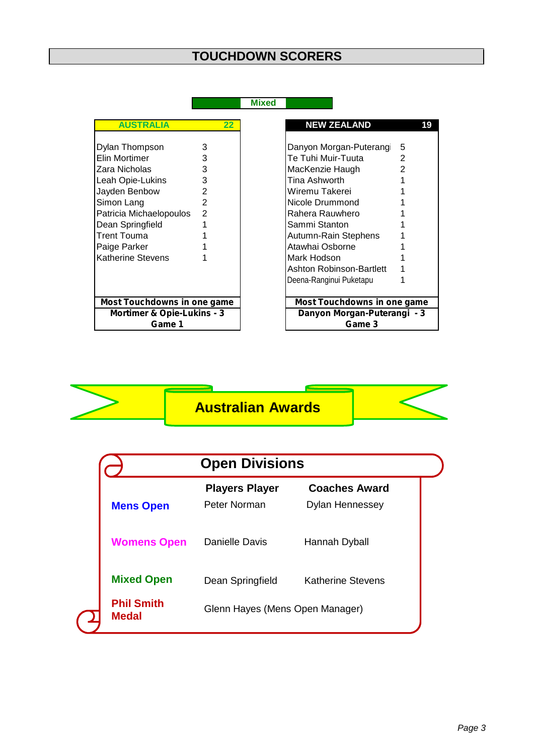# TOUCHDOWN SCORERS

## Mixed

| AUSTRALIA | 22 |
|---|---|
| Dylan Thompson | 3 |
| Elin Mortimer | 3 |
| Zara Nicholas | 3 |
| Leah Opie-Lukins | 3 |
| Jayden Benbow | 2 |
| Simon Lang | 2 |
| Patricia Michaelopoulos | 2 |
| Dean Springfield | 1 |
| Trent Touma | 1 |
| Paige Parker | 1 |
| Katherine Stevens | 1 |

**Most Touchdowns in one game**
**Mortimer & Opie-Lukins - 3**
**Game 1**

| NEW ZEALAND | 19 |
|---|---|
| Danyon Morgan-Puterangi | 5 |
| Te Tuhi Muir-Tuuta | 2 |
| MacKenzie Haugh | 2 |
| Tina Ashworth | 1 |
| Wiremu Takerei | 1 |
| Nicole Drummond | 1 |
| Rahera Rauwhero | 1 |
| Sammi Stanton | 1 |
| Autumn-Rain Stephens | 1 |
| Atawhai Osborne | 1 |
| Mark Hodson | 1 |
| Ashton Robinson-Bartlett | 1 |
| Deena-Ranginui Puketapu | 1 |

**Most Touchdowns in one game**
**Danyon Morgan-Puterangi - 3**
**Game 3**

# Australian Awards

## Open Divisions

| | Players Player | Coaches Award |
|---|---|---|
| **Mens Open** | Peter Norman | Dylan Hennessey |
| **Womens Open** | Danielle Davis | Hannah Dyball |
| **Mixed Open** | Dean Springfield | Katherine Stevens |
| **Phil Smith Medal** | Glenn Hayes (Mens Open Manager) | |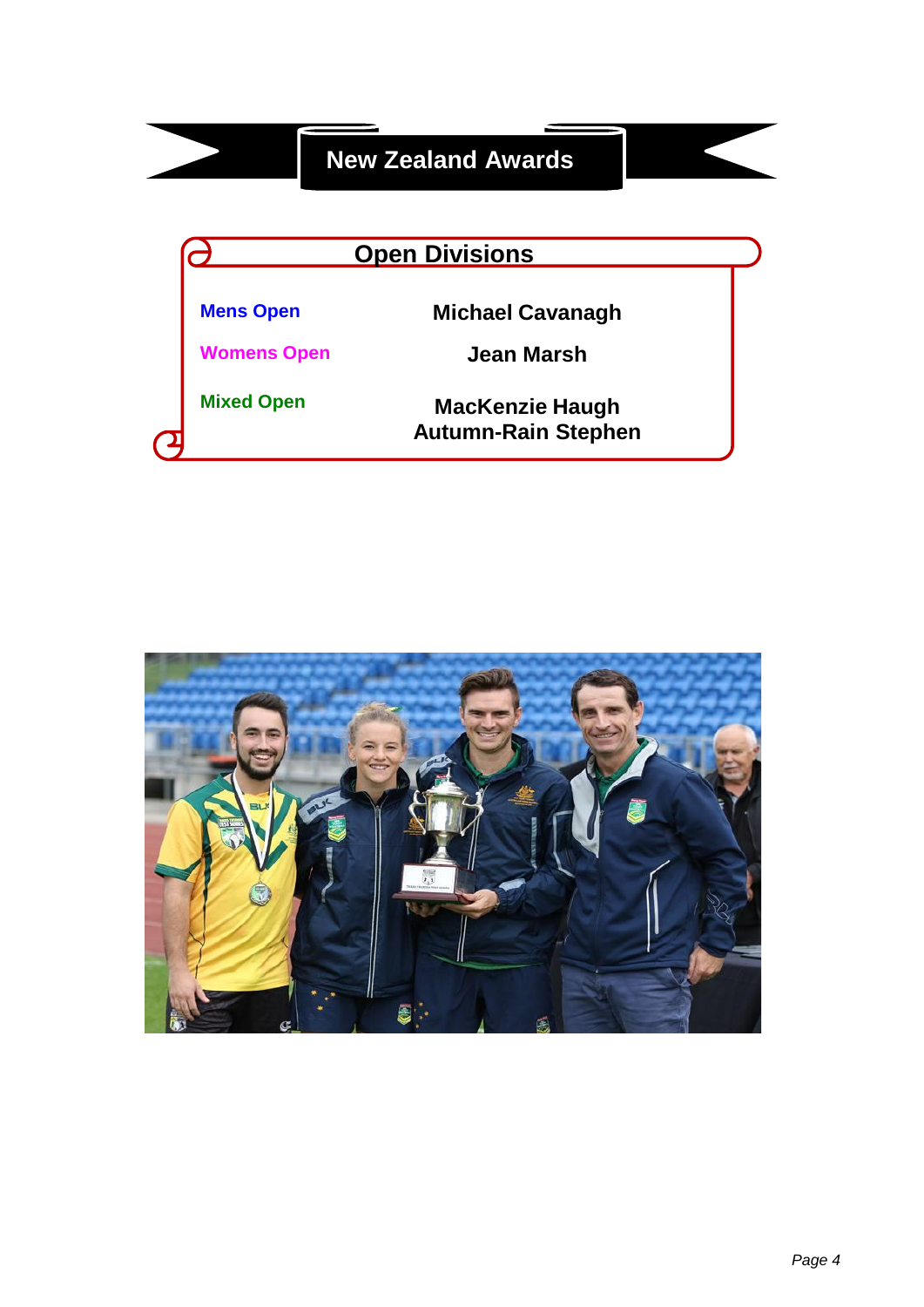# New Zealand Awards

## Open Divisions

| | |
|---|---|
| Mens Open | **Michael Cavanagh** |
| Womens Open | **Jean Marsh** |
| Mixed Open | **MacKenzie Haugh**<br>**Autumn-Rain Stephen** |